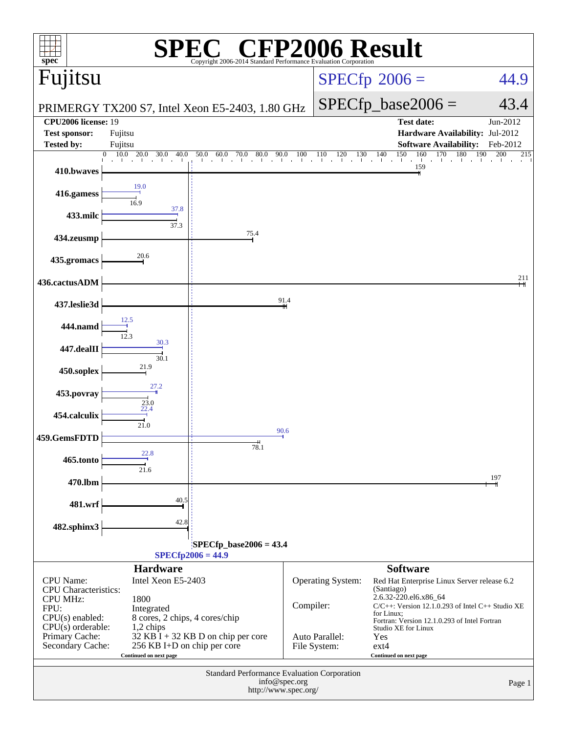# SPEC® CFP2006 Result

Copyright 2006-2014 Standard Performance Evaluation Corporation

## Fujitsu

PRIMERGY TX200 S7, Intel Xeon E5-2403, 1.80 GHz

SPECfp 2006 = 44.9

SPECfp_base2006 = 43.4

| | | | |
|---|---|---|---|
| **CPU2006 license:** | 19 | **Test date:** | Jun-2012 |
| **Test sponsor:** | Fujitsu | **Hardware Availability:** | Jul-2012 |
| **Tested by:** | Fujitsu | **Software Availability:** | Feb-2012 |

| Benchmark | Peak | Base |
|---|---|---|
| 410.bwaves | | 159 |
| 416.gamess | 19.0 | 16.9 |
| 433.milc | 37.8 | 37.3 |
| 434.zeusmp | | 75.4 |
| 435.gromacs | | 20.6 |
| 436.cactusADM | | 211 |
| 437.leslie3d | | 91.4 |
| 444.namd | 12.5 | 12.3 |
| 447.dealII | 30.3 | 30.1 |
| 450.soplex | | 21.9 |
| 453.povray | 27.2 | 23.0 |
| 454.calculix | 22.4 | 21.0 |
| 459.GemsFDTD | 90.6 | 78.1 |
| 465.tonto | 22.8 | 21.6 |
| 470.lbm | | 197 |
| 481.wrf | | 40.5 |
| 482.sphinx3 | | 42.8 |

SPECfp_base2006 = 43.4

SPECfp2006 = 44.9

### Hardware

| | |
|---|---|
| CPU Name: | Intel Xeon E5-2403 |
| CPU Characteristics: | |
| CPU MHz: | 1800 |
| FPU: | Integrated |
| CPU(s) enabled: | 8 cores, 2 chips, 4 cores/chip |
| CPU(s) orderable: | 1,2 chips |
| Primary Cache: | 32 KB I + 32 KB D on chip per core |
| Secondary Cache: | 256 KB I+D on chip per core |

Continued on next page

### Software

| | |
|---|---|
| Operating System: | Red Hat Enterprise Linux Server release 6.2 (Santiago) 2.6.32-220.el6.x86_64 |
| Compiler: | C/C++: Version 12.1.0.293 of Intel C++ Studio XE for Linux; Fortran: Version 12.1.0.293 of Intel Fortran Studio XE for Linux |
| Auto Parallel: | Yes |
| File System: | ext4 |

Continued on next page

Standard Performance Evaluation Corporation
info@spec.org
http://www.spec.org/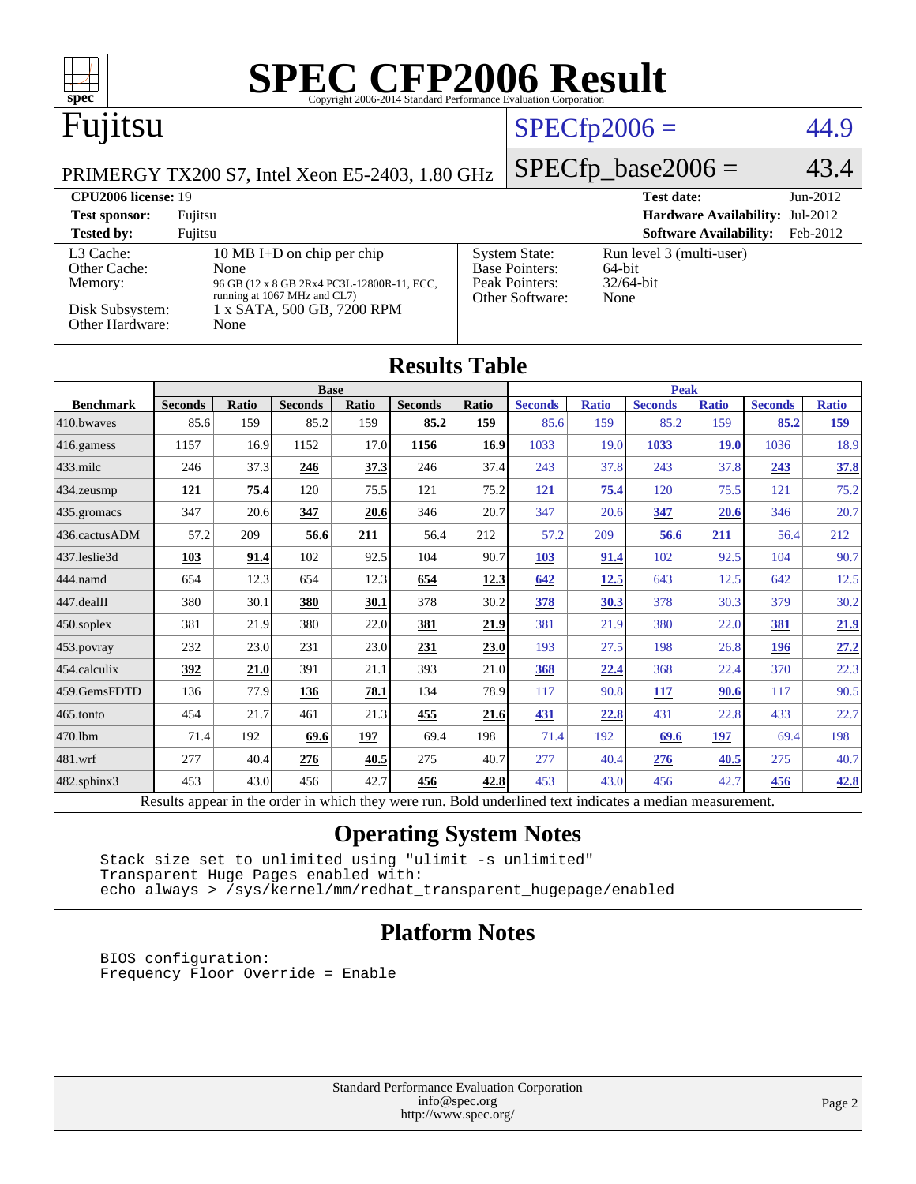# SPEC CFP2006 Result

Copyright 2006-2014 Standard Performance Evaluation Corporation

## Fujitsu

PRIMERGY TX200 S7, Intel Xeon E5-2403, 1.80 GHz

SPECfp2006 = 44.9

SPECfp_base2006 = 43.4

**CPU2006 license:** 19
**Test sponsor:** Fujitsu
**Tested by:** Fujitsu

**Test date:** Jun-2012
**Hardware Availability:** Jul-2012
**Software Availability:** Feb-2012

| | |
|---|---|
| L3 Cache: | 10 MB I+D on chip per chip |
| Other Cache: | None |
| Memory: | 96 GB (12 x 8 GB 2Rx4 PC3L-12800R-11, ECC, running at 1067 MHz and CL7) |
| Disk Subsystem: | 1 x SATA, 500 GB, 7200 RPM |
| Other Hardware: | None |

| | |
|---|---|
| System State: | Run level 3 (multi-user) |
| Base Pointers: | 64-bit |
| Peak Pointers: | 32/64-bit |
| Other Software: | None |

## Results Table

| Benchmark | Base | | | | | | Peak | | | | | |
|---|---|---|---|---|---|---|---|---|---|---|---|---|
| | Seconds | Ratio | Seconds | Ratio | Seconds | Ratio | Seconds | Ratio | Seconds | Ratio | Seconds | Ratio |
| 410.bwaves | 85.6 | 159 | 85.2 | 159 | **85.2** | **159** | 85.6 | 159 | 85.2 | 159 | **85.2** | **159** |
| 416.gamess | 1157 | 16.9 | 1152 | 17.0 | **1156** | **16.9** | 1033 | 19.0 | **1033** | **19.0** | 1036 | 18.9 |
| 433.milc | 246 | 37.3 | **246** | **37.3** | 246 | 37.4 | 243 | 37.8 | 243 | 37.8 | **243** | **37.8** |
| 434.zeusmp | **121** | **75.4** | 120 | 75.5 | 121 | 75.2 | **121** | **75.4** | 120 | 75.5 | 121 | 75.2 |
| 435.gromacs | 347 | 20.6 | **347** | **20.6** | 346 | 20.7 | 347 | 20.6 | **347** | **20.6** | 346 | 20.7 |
| 436.cactusADM | 57.2 | 209 | **56.6** | **211** | 56.4 | 212 | 57.2 | 209 | **56.6** | **211** | 56.4 | 212 |
| 437.leslie3d | **103** | **91.4** | 102 | 92.5 | 104 | 90.7 | **103** | **91.4** | 102 | 92.5 | 104 | 90.7 |
| 444.namd | 654 | 12.3 | 654 | 12.3 | **654** | **12.3** | **642** | **12.5** | 643 | 12.5 | 642 | 12.5 |
| 447.dealII | 380 | 30.1 | **380** | **30.1** | 378 | 30.2 | **378** | **30.3** | 378 | 30.3 | 379 | 30.2 |
| 450.soplex | 381 | 21.9 | 380 | 22.0 | **381** | **21.9** | 381 | 21.9 | 380 | 22.0 | **381** | **21.9** |
| 453.povray | 232 | 23.0 | 231 | 23.0 | **231** | **23.0** | 193 | 27.5 | 198 | 26.8 | **196** | **27.2** |
| 454.calculix | **392** | **21.0** | 391 | 21.1 | 393 | 21.0 | **368** | **22.4** | 368 | 22.4 | 370 | 22.3 |
| 459.GemsFDTD | 136 | 77.9 | **136** | **78.1** | 134 | 78.9 | 117 | 90.8 | **117** | **90.6** | 117 | 90.5 |
| 465.tonto | 454 | 21.7 | 461 | 21.3 | **455** | **21.6** | **431** | **22.8** | 431 | 22.8 | 433 | 22.7 |
| 470.lbm | 71.4 | 192 | **69.6** | **197** | 69.4 | 198 | 71.4 | 192 | **69.6** | **197** | 69.4 | 198 |
| 481.wrf | 277 | 40.4 | **276** | **40.5** | 275 | 40.7 | 277 | 40.4 | **276** | **40.5** | 275 | 40.7 |
| 482.sphinx3 | 453 | 43.0 | 456 | 42.7 | **456** | **42.8** | 453 | 43.0 | 456 | 42.7 | **456** | **42.8** |

Results appear in the order in which they were run. Bold underlined text indicates a median measurement.

## Operating System Notes

```
Stack size set to unlimited using "ulimit -s unlimited"
Transparent Huge Pages enabled with:
echo always > /sys/kernel/mm/redhat_transparent_hugepage/enabled
```

## Platform Notes

```
BIOS configuration:
Frequency Floor Override = Enable
```

Standard Performance Evaluation Corporation
info@spec.org
http://www.spec.org/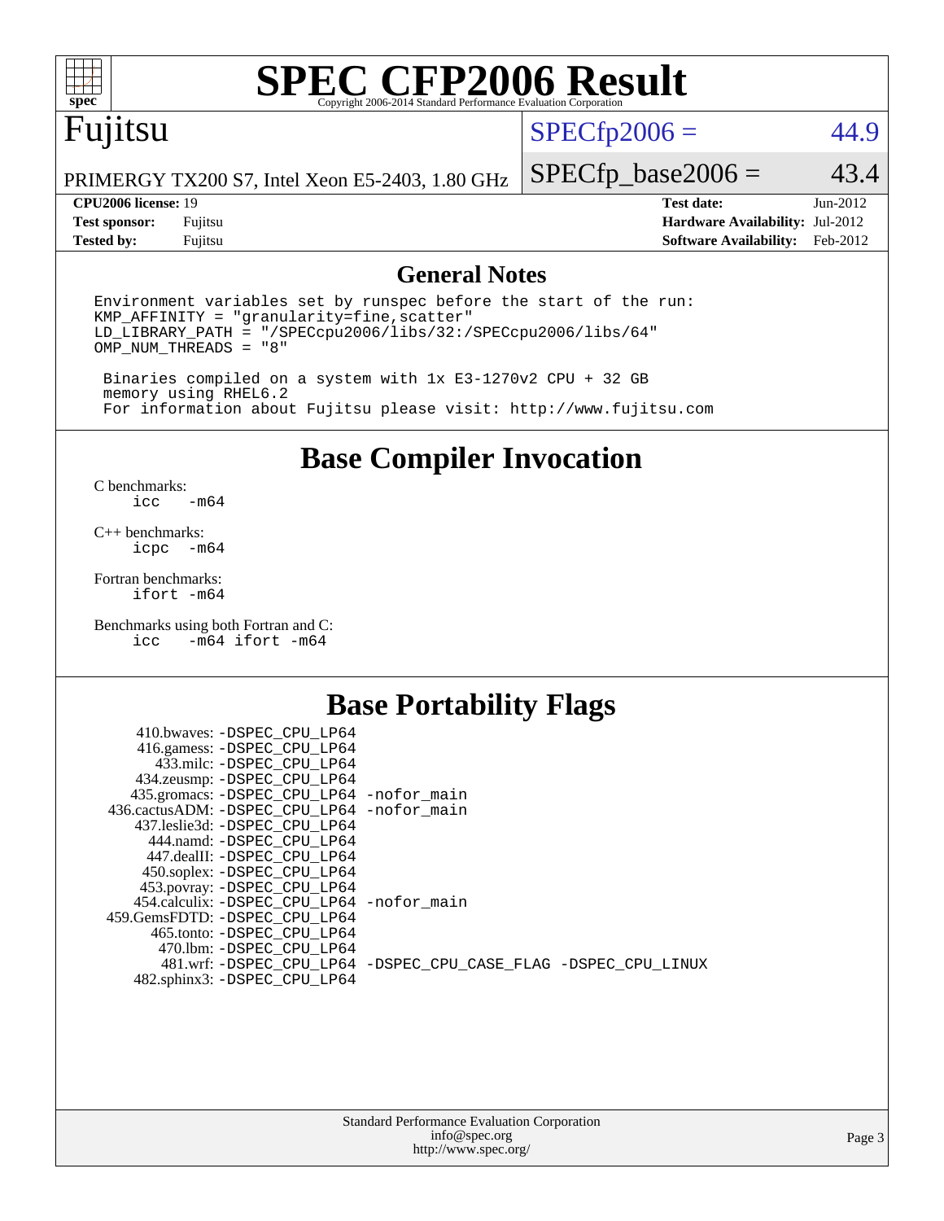# SPEC CFP2006 Result

Copyright 2006-2014 Standard Performance Evaluation Corporation

## Fujitsu

PRIMERGY TX200 S7, Intel Xeon E5-2403, 1.80 GHz

SPECfp2006 = 44.9

SPECfp_base2006 = 43.4

| | | | |
|---|---|---|---|
| **CPU2006 license:** | 19 | **Test date:** | Jun-2012 |
| **Test sponsor:** | Fujitsu | **Hardware Availability:** | Jul-2012 |
| **Tested by:** | Fujitsu | **Software Availability:** | Feb-2012 |

## General Notes

```
Environment variables set by runspec before the start of the run:
KMP_AFFINITY = "granularity=fine,scatter"
LD_LIBRARY_PATH = "/SPECcpu2006/libs/32:/SPECcpu2006/libs/64"
OMP_NUM_THREADS = "8"

 Binaries compiled on a system with 1x E3-1270v2 CPU + 32 GB
 memory using RHEL6.2
 For information about Fujitsu please visit: http://www.fujitsu.com
```

## Base Compiler Invocation

C benchmarks:
```
icc   -m64
```

C++ benchmarks:
```
icpc  -m64
```

Fortran benchmarks:
```
ifort -m64
```

Benchmarks using both Fortran and C:
```
icc   -m64 ifort -m64
```

## Base Portability Flags

| Benchmark | Flags |
|---|---|
| 410.bwaves: | -DSPEC_CPU_LP64 |
| 416.gamess: | -DSPEC_CPU_LP64 |
| 433.milc: | -DSPEC_CPU_LP64 |
| 434.zeusmp: | -DSPEC_CPU_LP64 |
| 435.gromacs: | -DSPEC_CPU_LP64 -nofor_main |
| 436.cactusADM: | -DSPEC_CPU_LP64 -nofor_main |
| 437.leslie3d: | -DSPEC_CPU_LP64 |
| 444.namd: | -DSPEC_CPU_LP64 |
| 447.dealII: | -DSPEC_CPU_LP64 |
| 450.soplex: | -DSPEC_CPU_LP64 |
| 453.povray: | -DSPEC_CPU_LP64 |
| 454.calculix: | -DSPEC_CPU_LP64 -nofor_main |
| 459.GemsFDTD: | -DSPEC_CPU_LP64 |
| 465.tonto: | -DSPEC_CPU_LP64 |
| 470.lbm: | -DSPEC_CPU_LP64 |
| 481.wrf: | -DSPEC_CPU_LP64 -DSPEC_CPU_CASE_FLAG -DSPEC_CPU_LINUX |
| 482.sphinx3: | -DSPEC_CPU_LP64 |

Standard Performance Evaluation Corporation
info@spec.org
http://www.spec.org/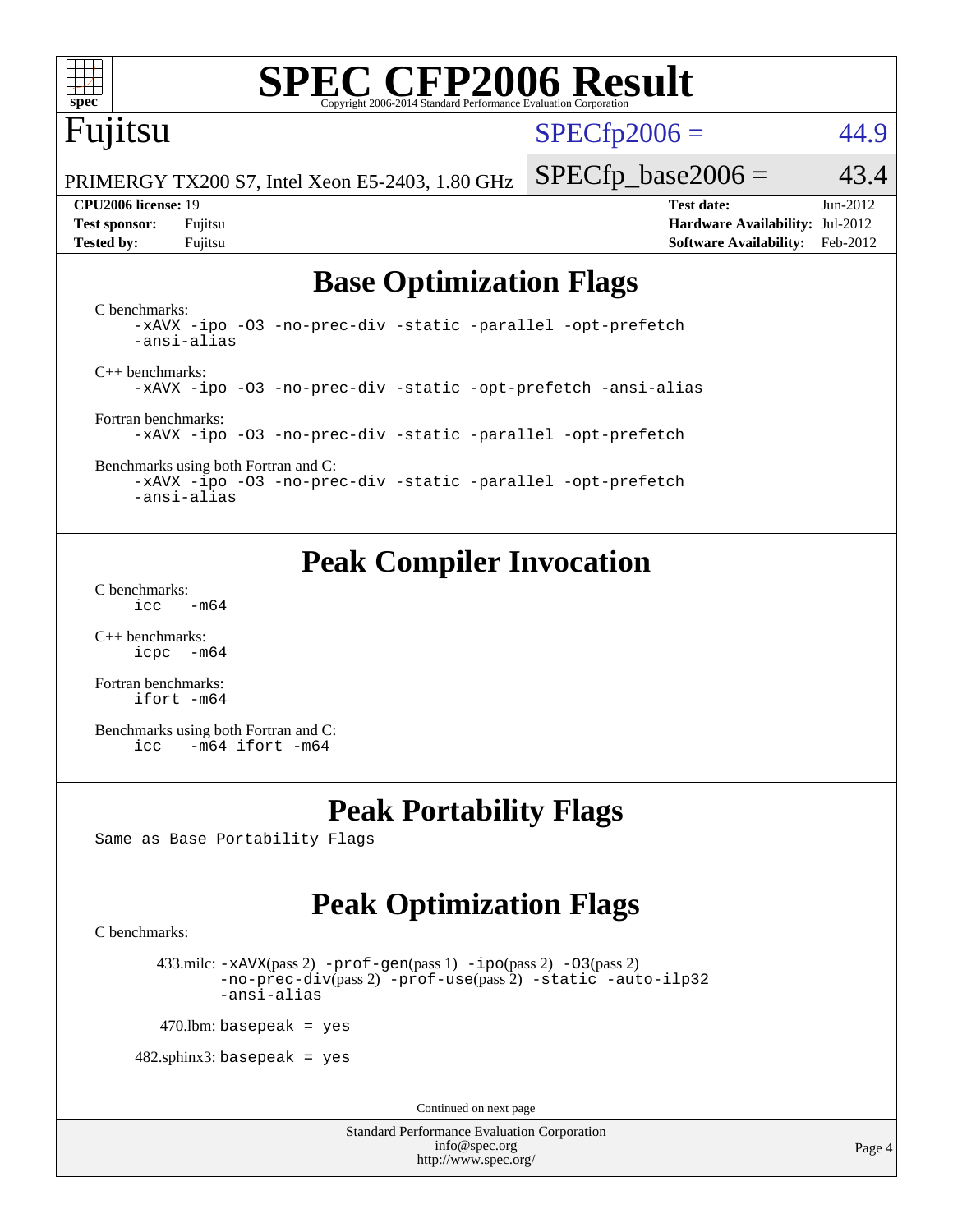# SPEC CFP2006 Result

Copyright 2006-2014 Standard Performance Evaluation Corporation

## Fujitsu

PRIMERGY TX200 S7, Intel Xeon E5-2403, 1.80 GHz

SPECfp2006 = 44.9

SPECfp_base2006 = 43.4

| | | | |
|---|---|---|---|
| **CPU2006 license:** 19 | | **Test date:** | Jun-2012 |
| **Test sponsor:** | Fujitsu | **Hardware Availability:** | Jul-2012 |
| **Tested by:** | Fujitsu | **Software Availability:** | Feb-2012 |

## Base Optimization Flags

C benchmarks:

```
-xAVX -ipo -O3 -no-prec-div -static -parallel -opt-prefetch
-ansi-alias
```

C++ benchmarks:

```
-xAVX -ipo -O3 -no-prec-div -static -opt-prefetch -ansi-alias
```

Fortran benchmarks:

```
-xAVX -ipo -O3 -no-prec-div -static -parallel -opt-prefetch
```

Benchmarks using both Fortran and C:

```
-xAVX -ipo -O3 -no-prec-div -static -parallel -opt-prefetch
-ansi-alias
```

## Peak Compiler Invocation

C benchmarks:

```
icc   -m64
```

C++ benchmarks:

```
icpc  -m64
```

Fortran benchmarks:

```
ifort -m64
```

Benchmarks using both Fortran and C:

```
icc   -m64 ifort -m64
```

## Peak Portability Flags

Same as Base Portability Flags

## Peak Optimization Flags

C benchmarks:

433.milc: -xAVX(pass 2) -prof-gen(pass 1) -ipo(pass 2) -O3(pass 2) -no-prec-div(pass 2) -prof-use(pass 2) -static -auto-ilp32 -ansi-alias

470.lbm: basepeak = yes

482.sphinx3: basepeak = yes

Continued on next page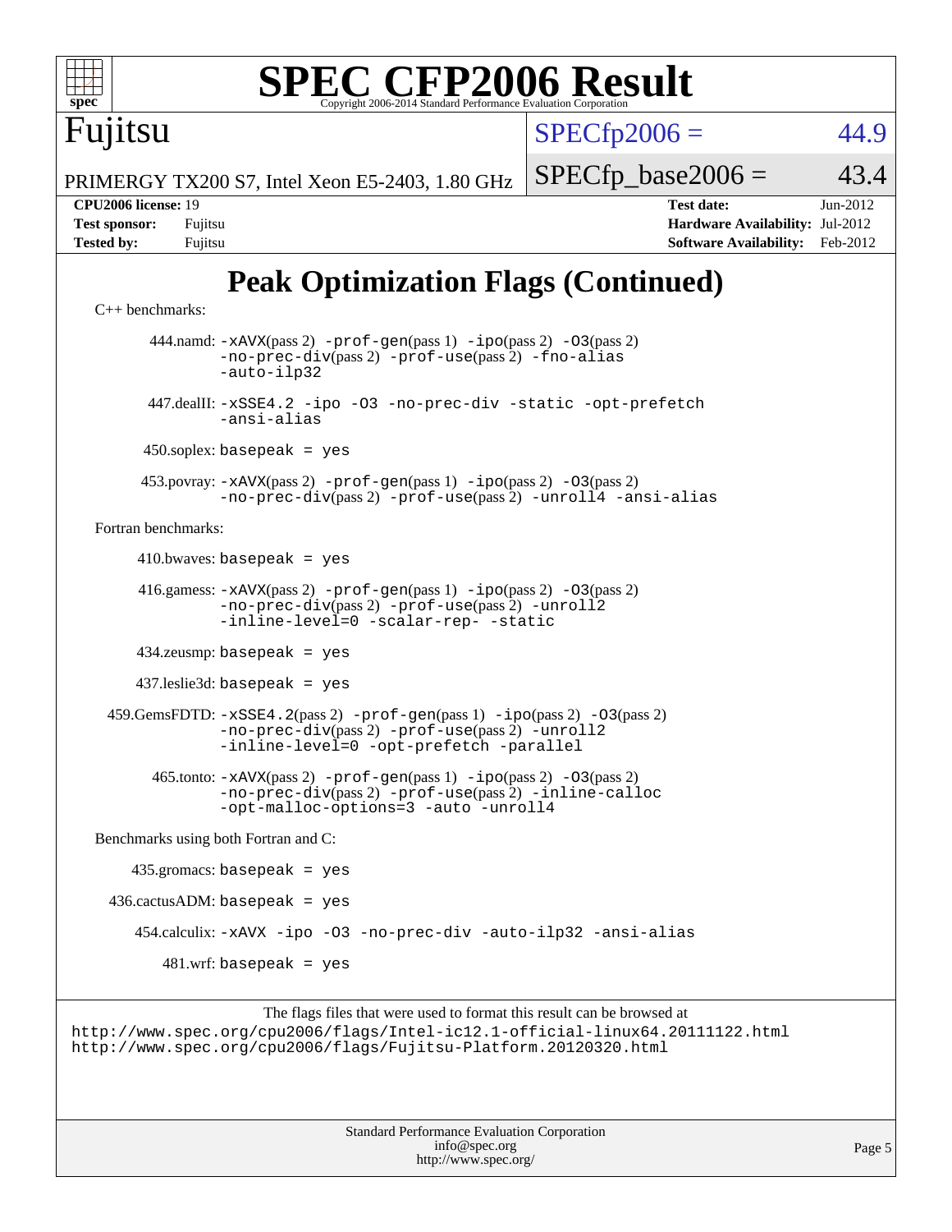# SPEC CFP2006 Result

Copyright 2006-2014 Standard Performance Evaluation Corporation

**Fujitsu**

PRIMERGY TX200 S7, Intel Xeon E5-2403, 1.80 GHz

SPECfp2006 = 44.9

SPECfp_base2006 = 43.4

| | | | |
|---|---|---|---|
| **CPU2006 license:** 19 | | **Test date:** | Jun-2012 |
| **Test sponsor:** | Fujitsu | **Hardware Availability:** | Jul-2012 |
| **Tested by:** | Fujitsu | **Software Availability:** | Feb-2012 |

## Peak Optimization Flags (Continued)

C++ benchmarks:

444.namd: `-xAVX`(pass 2) `-prof-gen`(pass 1) `-ipo`(pass 2) `-O3`(pass 2) `-no-prec-div`(pass 2) `-prof-use`(pass 2) `-fno-alias` `-auto-ilp32`

447.dealII: `-xSSE4.2 -ipo -O3 -no-prec-div -static -opt-prefetch -ansi-alias`

450.soplex: `basepeak = yes`

453.povray: `-xAVX`(pass 2) `-prof-gen`(pass 1) `-ipo`(pass 2) `-O3`(pass 2) `-no-prec-div`(pass 2) `-prof-use`(pass 2) `-unroll4 -ansi-alias`

Fortran benchmarks:

410.bwaves: `basepeak = yes`

416.gamess: `-xAVX`(pass 2) `-prof-gen`(pass 1) `-ipo`(pass 2) `-O3`(pass 2) `-no-prec-div`(pass 2) `-prof-use`(pass 2) `-unroll2` `-inline-level=0 -scalar-rep- -static`

434.zeusmp: `basepeak = yes`

437.leslie3d: `basepeak = yes`

459.GemsFDTD: `-xSSE4.2`(pass 2) `-prof-gen`(pass 1) `-ipo`(pass 2) `-O3`(pass 2) `-no-prec-div`(pass 2) `-prof-use`(pass 2) `-unroll2` `-inline-level=0 -opt-prefetch -parallel`

465.tonto: `-xAVX`(pass 2) `-prof-gen`(pass 1) `-ipo`(pass 2) `-O3`(pass 2) `-no-prec-div`(pass 2) `-prof-use`(pass 2) `-inline-calloc` `-opt-malloc-options=3 -auto -unroll4`

Benchmarks using both Fortran and C:

435.gromacs: `basepeak = yes`

436.cactusADM: `basepeak = yes`

454.calculix: `-xAVX -ipo -O3 -no-prec-div -auto-ilp32 -ansi-alias`

481.wrf: `basepeak = yes`

The flags files that were used to format this result can be browsed at

http://www.spec.org/cpu2006/flags/Intel-ic12.1-official-linux64.20111122.html
http://www.spec.org/cpu2006/flags/Fujitsu-Platform.20120320.html

Standard Performance Evaluation Corporation
info@spec.org
http://www.spec.org/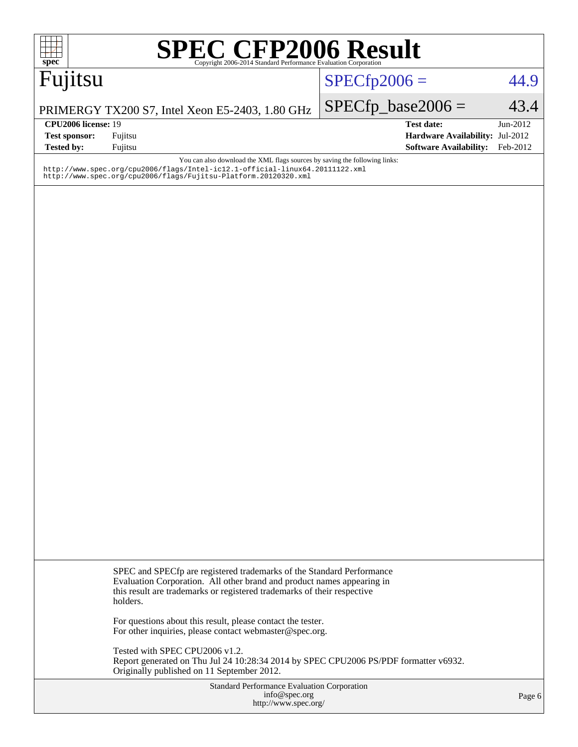# SPEC CFP2006 Result

Copyright 2006-2014 Standard Performance Evaluation Corporation

## Fujitsu

PRIMERGY TX200 S7, Intel Xeon E5-2403, 1.80 GHz

$SPECfp2006 = $ 44.9

$SPECfp\_base2006 = $ 43.4

| | | | |
|---|---|---|---|
| **CPU2006 license:** | 19 | **Test date:** | Jun-2012 |
| **Test sponsor:** | Fujitsu | **Hardware Availability:** | Jul-2012 |
| **Tested by:** | Fujitsu | **Software Availability:** | Feb-2012 |

You can also download the XML flags sources by saving the following links:

```
http://www.spec.org/cpu2006/flags/Intel-ic12.1-official-linux64.20111122.xml
http://www.spec.org/cpu2006/flags/Fujitsu-Platform.20120320.xml
```

SPEC and SPECfp are registered trademarks of the Standard Performance Evaluation Corporation. All other brand and product names appearing in this result are trademarks or registered trademarks of their respective holders.

For questions about this result, please contact the tester.
For other inquiries, please contact webmaster@spec.org.

Tested with SPEC CPU2006 v1.2.
Report generated on Thu Jul 24 10:28:34 2014 by SPEC CPU2006 PS/PDF formatter v6932.
Originally published on 11 September 2012.

Standard Performance Evaluation Corporation
info@spec.org
http://www.spec.org/